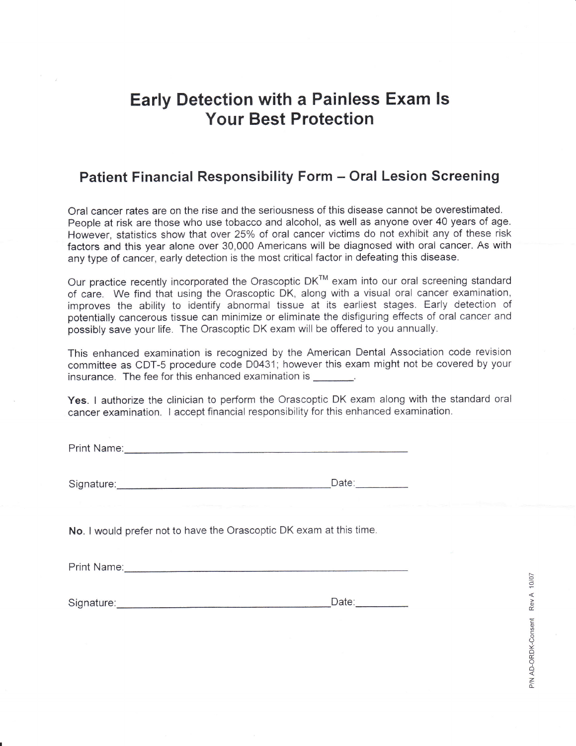# Early Detection with a Painless Exam Is Your Best Protection

## Patient Financial Responsibility Form – Oral Lesion Screening

Oral cancer rates are on the rise and the seriousness of this disease cannot be overestimated. People at risk are those who use tobacco and alcohol, as well as anyone over 40 years of age. However, statistics show that over 25% of oral cancer victims do not exhibit any of these risk factors and this year alone over 30,000 Americans will be diagnosed with oral cancer. As with any type of cancer, early detection is the most critical factor in defeating this disease.

Our practice recently incorporated the Orascoptic DK™ exam into our oral screening standard of care. We find that using the Orascoptic DK, along with a visual oral cancer examination, improves the ability to identify abnormal tissue at its earliest stages. Early detection of potentially cancerous tissue can minimize or eliminate the disfiguring effects of oral cancer and possibly save your life. The Orascoptic DK exam will be offered to you annually.

This enhanced examination is recognized by the American Dental Association code revision committee as CDT-5 procedure code D0431; however this exam might not be covered by your insurance. The fee for this enhanced examination is _______.

**Yes.** I authorize the clinician to perform the Orascoptic DK exam along with the standard oral cancer examination. I accept financial responsibility for this enhanced examination.

Print Name:_______________________________________________

Signature:___________________________________ Date:_________

**No.** I would prefer not to have the Orascoptic DK exam at this time.

Print Name:_______________________________________________

Signature:___________________________________ Date:_________

P/N AD-ORDK-Consent Rev A 10/07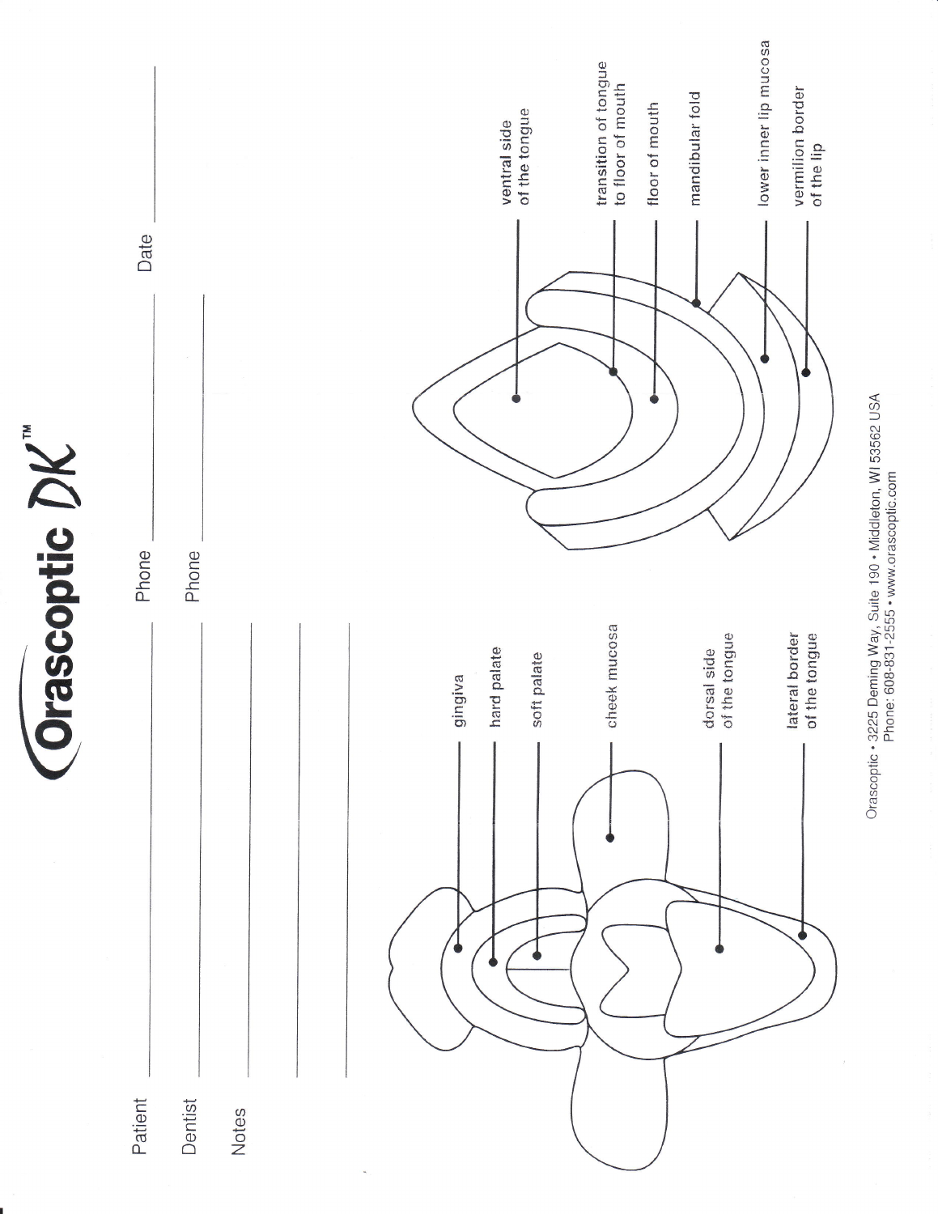# Orascoptic DK™

Patient ______________________ Phone ______________________ Date ______________

Dentist ______________________ Phone ______________________

Notes ______________________

gingiva

hard palate

soft palate

cheek mucosa

dorsal side of the tongue

lateral border of the tongue

ventral side of the tongue

transition of tongue to floor of mouth

floor of mouth

mandibular fold

lower inner lip mucosa

vermilion border of the lip

Orascoptic • 3225 Deming Way, Suite 190 • Middleton, WI 53562 USA
Phone: 608-831-2555 • www.orascoptic.com